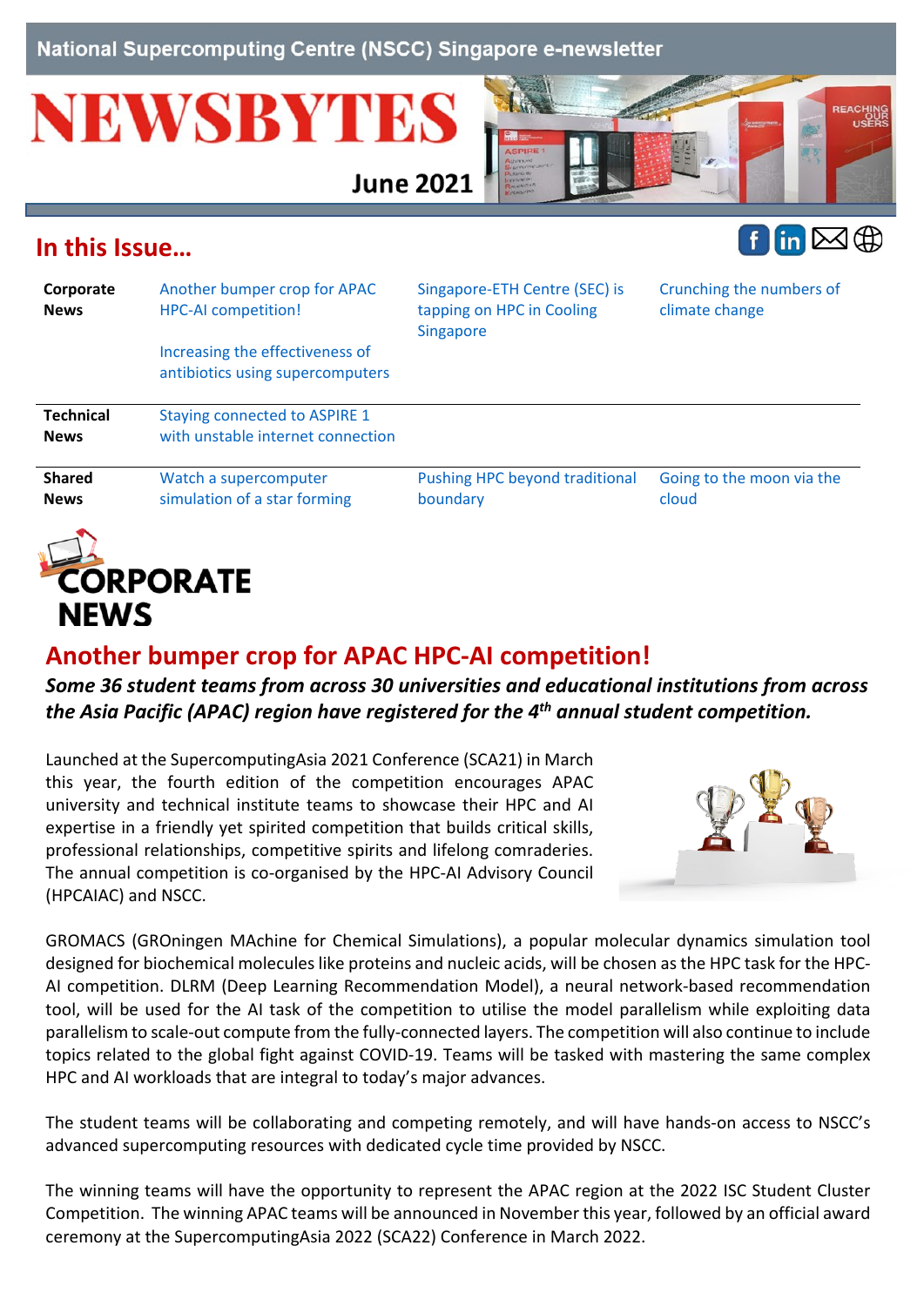National Supercomputing Centre (NSCC) Singapore e-newsletter

# NEWSBYTES

June 2021

## In this Issue…

| | | | |
|---|---|---|---|
| **Corporate News** | Another bumper crop for APAC HPC-AI competition!<br><br>Increasing the effectiveness of antibiotics using supercomputers | Singapore-ETH Centre (SEC) is tapping on HPC in Cooling Singapore | Crunching the numbers of climate change |
| **Technical News** | Staying connected to ASPIRE 1 with unstable internet connection | | |
| **Shared News** | Watch a supercomputer simulation of a star forming | Pushing HPC beyond traditional boundary | Going to the moon via the cloud |

# CORPORATE NEWS

## Another bumper crop for APAC HPC-AI competition!

***Some 36 student teams from across 30 universities and educational institutions from across the Asia Pacific (APAC) region have registered for the 4th annual student competition.***

Launched at the SupercomputingAsia 2021 Conference (SCA21) in March this year, the fourth edition of the competition encourages APAC university and technical institute teams to showcase their HPC and AI expertise in a friendly yet spirited competition that builds critical skills, professional relationships, competitive spirits and lifelong comraderies. The annual competition is co-organised by the HPC-AI Advisory Council (HPCAIAC) and NSCC.

GROMACS (GROningen MAchine for Chemical Simulations), a popular molecular dynamics simulation tool designed for biochemical molecules like proteins and nucleic acids, will be chosen as the HPC task for the HPC-AI competition. DLRM (Deep Learning Recommendation Model), a neural network-based recommendation tool, will be used for the AI task of the competition to utilise the model parallelism while exploiting data parallelism to scale-out compute from the fully-connected layers. The competition will also continue to include topics related to the global fight against COVID-19. Teams will be tasked with mastering the same complex HPC and AI workloads that are integral to today's major advances.

The student teams will be collaborating and competing remotely, and will have hands-on access to NSCC's advanced supercomputing resources with dedicated cycle time provided by NSCC.

The winning teams will have the opportunity to represent the APAC region at the 2022 ISC Student Cluster Competition. The winning APAC teams will be announced in November this year, followed by an official award ceremony at the SupercomputingAsia 2022 (SCA22) Conference in March 2022.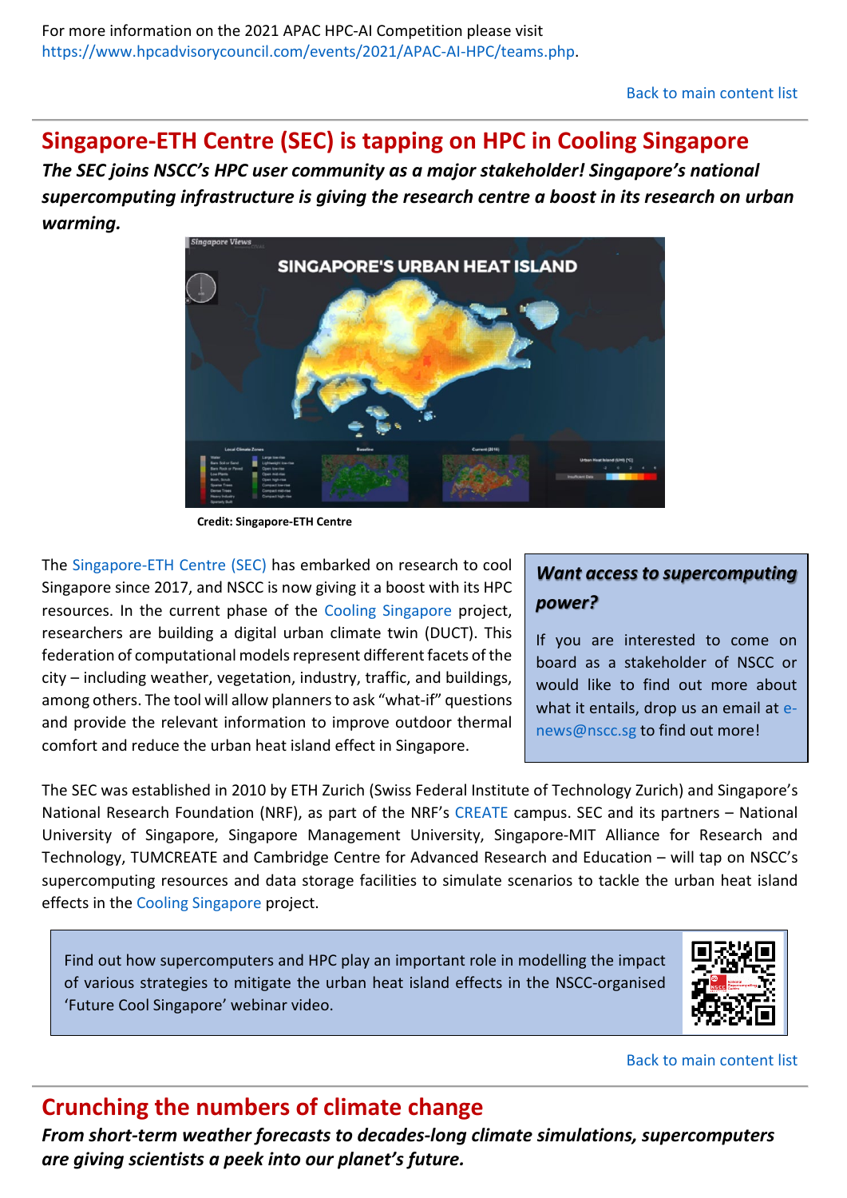For more information on the 2021 APAC HPC-AI Competition please visit https://www.hpcadvisorycouncil.com/events/2021/APAC-AI-HPC/teams.php.

Back to main content list

## Singapore-ETH Centre (SEC) is tapping on HPC in Cooling Singapore

***The SEC joins NSCC's HPC user community as a major stakeholder! Singapore's national supercomputing infrastructure is giving the research centre a boost in its research on urban warming.***

**Credit: Singapore-ETH Centre**

The Singapore-ETH Centre (SEC) has embarked on research to cool Singapore since 2017, and NSCC is now giving it a boost with its HPC resources. In the current phase of the Cooling Singapore project, researchers are building a digital urban climate twin (DUCT). This federation of computational models represent different facets of the city – including weather, vegetation, industry, traffic, and buildings, among others. The tool will allow planners to ask "what-if" questions and provide the relevant information to improve outdoor thermal comfort and reduce the urban heat island effect in Singapore.

> ***Want access to supercomputing power?***
>
> If you are interested to come on board as a stakeholder of NSCC or would like to find out more about what it entails, drop us an email at e-news@nscc.sg to find out more!

The SEC was established in 2010 by ETH Zurich (Swiss Federal Institute of Technology Zurich) and Singapore's National Research Foundation (NRF), as part of the NRF's CREATE campus. SEC and its partners – National University of Singapore, Singapore Management University, Singapore-MIT Alliance for Research and Technology, TUMCREATE and Cambridge Centre for Advanced Research and Education – will tap on NSCC's supercomputing resources and data storage facilities to simulate scenarios to tackle the urban heat island effects in the Cooling Singapore project.

> Find out how supercomputers and HPC play an important role in modelling the impact of various strategies to mitigate the urban heat island effects in the NSCC-organised 'Future Cool Singapore' webinar video.

Back to main content list

## Crunching the numbers of climate change

***From short-term weather forecasts to decades-long climate simulations, supercomputers are giving scientists a peek into our planet's future.***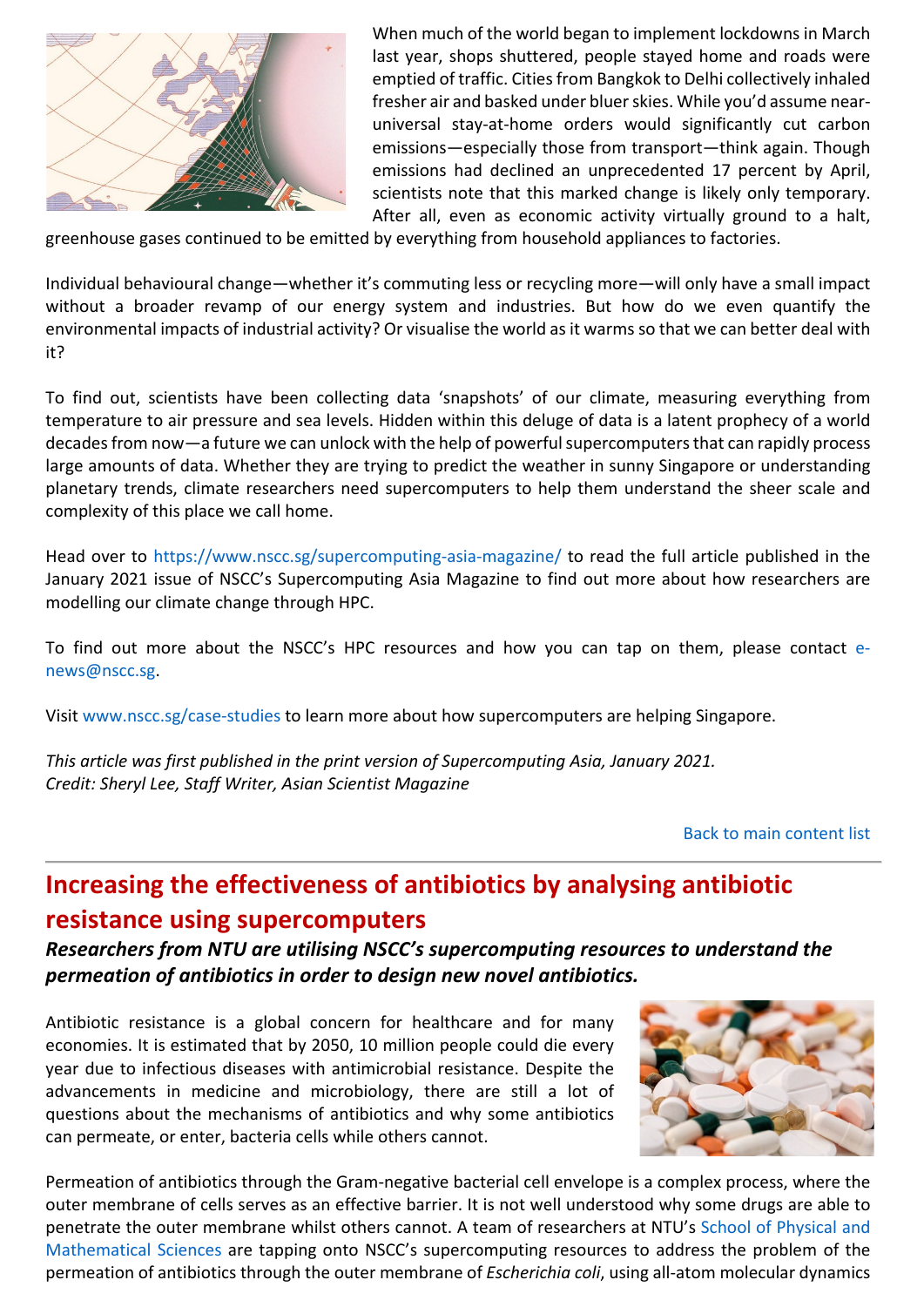When much of the world began to implement lockdowns in March last year, shops shuttered, people stayed home and roads were emptied of traffic. Cities from Bangkok to Delhi collectively inhaled fresher air and basked under bluer skies. While you'd assume near-universal stay-at-home orders would significantly cut carbon emissions—especially those from transport—think again. Though emissions had declined an unprecedented 17 percent by April, scientists note that this marked change is likely only temporary. After all, even as economic activity virtually ground to a halt, greenhouse gases continued to be emitted by everything from household appliances to factories.

Individual behavioural change—whether it's commuting less or recycling more—will only have a small impact without a broader revamp of our energy system and industries. But how do we even quantify the environmental impacts of industrial activity? Or visualise the world as it warms so that we can better deal with it?

To find out, scientists have been collecting data 'snapshots' of our climate, measuring everything from temperature to air pressure and sea levels. Hidden within this deluge of data is a latent prophecy of a world decades from now—a future we can unlock with the help of powerful supercomputers that can rapidly process large amounts of data. Whether they are trying to predict the weather in sunny Singapore or understanding planetary trends, climate researchers need supercomputers to help them understand the sheer scale and complexity of this place we call home.

Head over to https://www.nscc.sg/supercomputing-asia-magazine/ to read the full article published in the January 2021 issue of NSCC's Supercomputing Asia Magazine to find out more about how researchers are modelling our climate change through HPC.

To find out more about the NSCC's HPC resources and how you can tap on them, please contact e-news@nscc.sg.

Visit www.nscc.sg/case-studies to learn more about how supercomputers are helping Singapore.

*This article was first published in the print version of Supercomputing Asia, January 2021.*
*Credit: Sheryl Lee, Staff Writer, Asian Scientist Magazine*

Back to main content list

---

## Increasing the effectiveness of antibiotics by analysing antibiotic resistance using supercomputers

***Researchers from NTU are utilising NSCC's supercomputing resources to understand the permeation of antibiotics in order to design new novel antibiotics.***

Antibiotic resistance is a global concern for healthcare and for many economies. It is estimated that by 2050, 10 million people could die every year due to infectious diseases with antimicrobial resistance. Despite the advancements in medicine and microbiology, there are still a lot of questions about the mechanisms of antibiotics and why some antibiotics can permeate, or enter, bacteria cells while others cannot.

Permeation of antibiotics through the Gram-negative bacterial cell envelope is a complex process, where the outer membrane of cells serves as an effective barrier. It is not well understood why some drugs are able to penetrate the outer membrane whilst others cannot. A team of researchers at NTU's School of Physical and Mathematical Sciences are tapping onto NSCC's supercomputing resources to address the problem of the permeation of antibiotics through the outer membrane of *Escherichia coli*, using all-atom molecular dynamics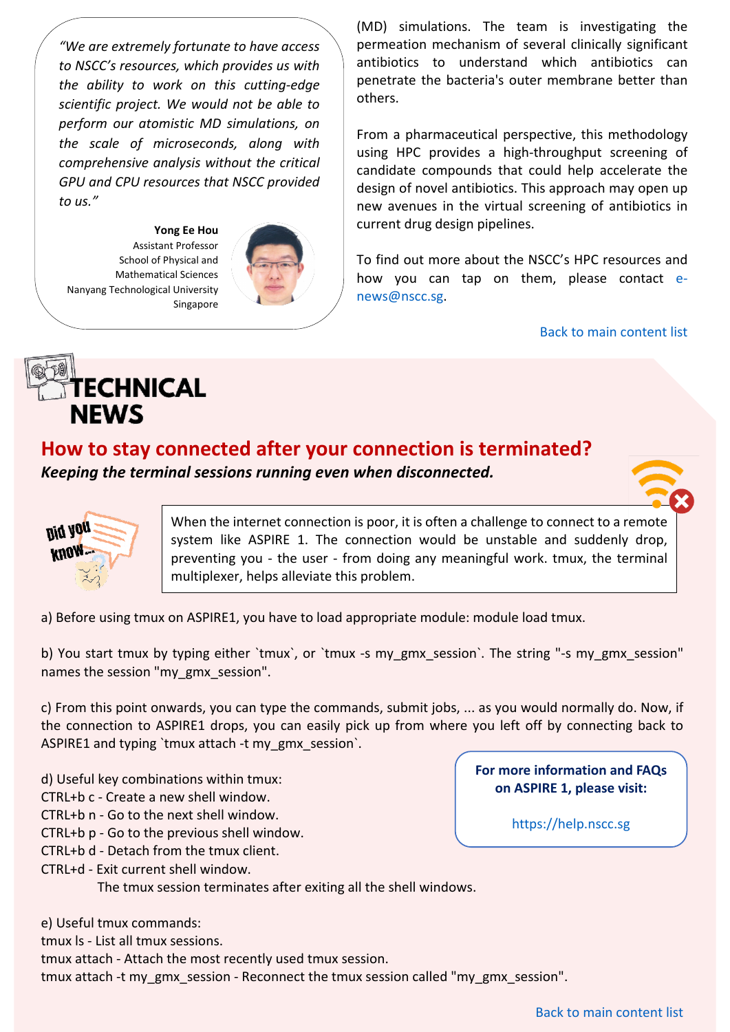*"We are extremely fortunate to have access to NSCC's resources, which provides us with the ability to work on this cutting-edge scientific project. We would not be able to perform our atomistic MD simulations, on the scale of microseconds, along with comprehensive analysis without the critical GPU and CPU resources that NSCC provided to us."*

**Yong Ee Hou**
Assistant Professor
School of Physical and Mathematical Sciences
Nanyang Technological University
Singapore

(MD) simulations. The team is investigating the permeation mechanism of several clinically significant antibiotics to understand which antibiotics can penetrate the bacteria's outer membrane better than others.

From a pharmaceutical perspective, this methodology using HPC provides a high-throughput screening of candidate compounds that could help accelerate the design of novel antibiotics. This approach may open up new avenues in the virtual screening of antibiotics in current drug design pipelines.

To find out more about the NSCC's HPC resources and how you can tap on them, please contact e-news@nscc.sg.

Back to main content list

# TECHNICAL NEWS

## How to stay connected after your connection is terminated?

***Keeping the terminal sessions running even when disconnected.***

Did you know...

When the internet connection is poor, it is often a challenge to connect to a remote system like ASPIRE 1. The connection would be unstable and suddenly drop, preventing you - the user - from doing any meaningful work. tmux, the terminal multiplexer, helps alleviate this problem.

a) Before using tmux on ASPIRE1, you have to load appropriate module: module load tmux.

b) You start tmux by typing either `tmux`, or `tmux -s my_gmx_session`. The string "-s my_gmx_session" names the session "my_gmx_session".

c) From this point onwards, you can type the commands, submit jobs, ... as you would normally do. Now, if the connection to ASPIRE1 drops, you can easily pick up from where you left off by connecting back to ASPIRE1 and typing `tmux attach -t my_gmx_session`.

d) Useful key combinations within tmux:
CTRL+b c - Create a new shell window.
CTRL+b n - Go to the next shell window.
CTRL+b p - Go to the previous shell window.
CTRL+b d - Detach from the tmux client.
CTRL+d - Exit current shell window.
The tmux session terminates after exiting all the shell windows.

e) Useful tmux commands:
tmux ls - List all tmux sessions.
tmux attach - Attach the most recently used tmux session.
tmux attach -t my_gmx_session - Reconnect the tmux session called "my_gmx_session".

**For more information and FAQs on ASPIRE 1, please visit:**

https://help.nscc.sg

Back to main content list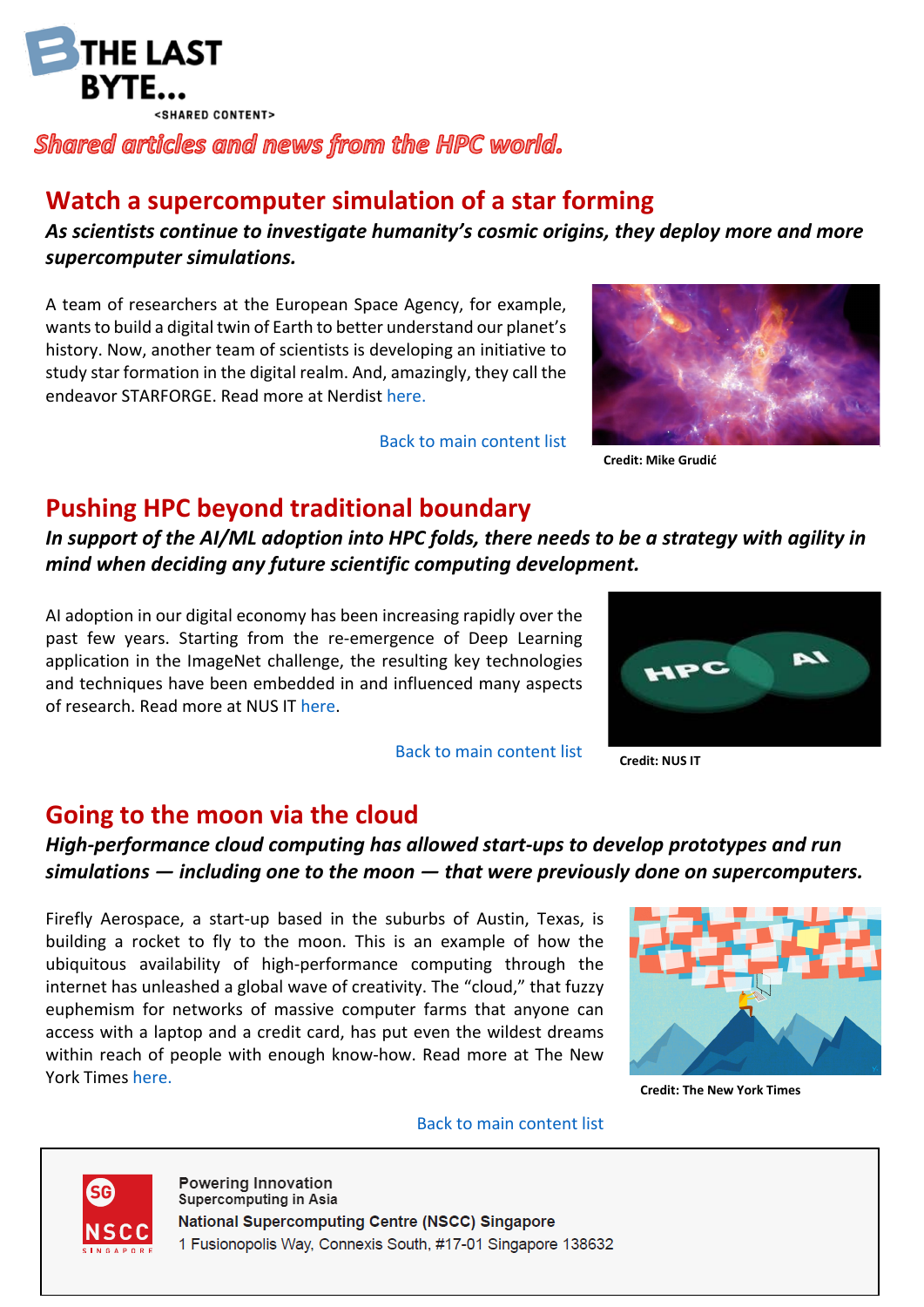# THE LAST BYTE...

<SHARED CONTENT>

*Shared articles and news from the HPC world.*

## Watch a supercomputer simulation of a star forming

***As scientists continue to investigate humanity's cosmic origins, they deploy more and more supercomputer simulations.***

A team of researchers at the European Space Agency, for example, wants to build a digital twin of Earth to better understand our planet's history. Now, another team of scientists is developing an initiative to study star formation in the digital realm. And, amazingly, they call the endeavor STARFORGE. Read more at Nerdist here.

Back to main content list

**Credit: Mike Grudić**

## Pushing HPC beyond traditional boundary

***In support of the AI/ML adoption into HPC folds, there needs to be a strategy with agility in mind when deciding any future scientific computing development.***

AI adoption in our digital economy has been increasing rapidly over the past few years. Starting from the re-emergence of Deep Learning application in the ImageNet challenge, the resulting key technologies and techniques have been embedded in and influenced many aspects of research. Read more at NUS IT here.

Back to main content list

**Credit: NUS IT**

## Going to the moon via the cloud

***High-performance cloud computing has allowed start-ups to develop prototypes and run simulations — including one to the moon — that were previously done on supercomputers.***

Firefly Aerospace, a start-up based in the suburbs of Austin, Texas, is building a rocket to fly to the moon. This is an example of how the ubiquitous availability of high-performance computing through the internet has unleashed a global wave of creativity. The "cloud," that fuzzy euphemism for networks of massive computer farms that anyone can access with a laptop and a credit card, has put even the wildest dreams within reach of people with enough know-how. Read more at The New York Times here.

**Credit: The New York Times**

Back to main content list

Powering Innovation
Supercomputing in Asia

**National Supercomputing Centre (NSCC) Singapore**
1 Fusionopolis Way, Connexis South, #17-01 Singapore 138632